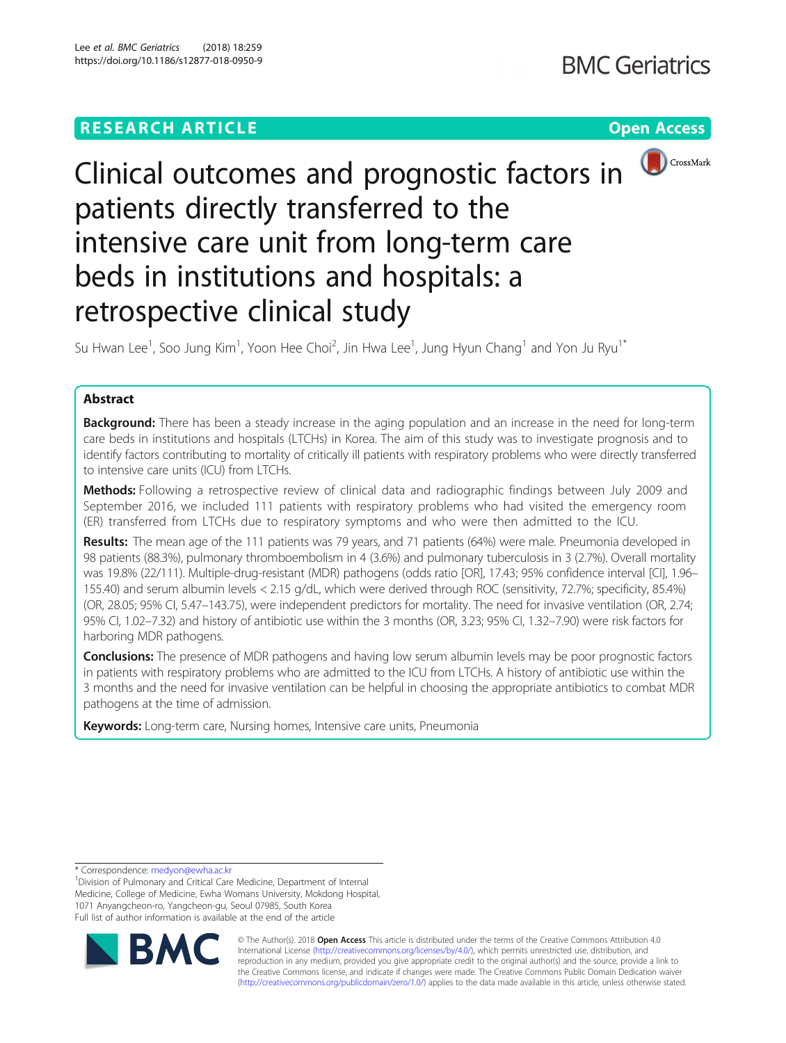RESEARCH ARTICLE

Open Access

# Clinical outcomes and prognostic factors in patients directly transferred to the intensive care unit from long-term care beds in institutions and hospitals: a retrospective clinical study

Su Hwan Lee[1], Soo Jung Kim[1], Yoon Hee Choi[2], Jin Hwa Lee[1], Jung Hyun Chang[1] and Yon Ju Ryu[1*]

## Abstract

**Background:** There has been a steady increase in the aging population and an increase in the need for long-term care beds in institutions and hospitals (LTCHs) in Korea. The aim of this study was to investigate prognosis and to identify factors contributing to mortality of critically ill patients with respiratory problems who were directly transferred to intensive care units (ICU) from LTCHs.

**Methods:** Following a retrospective review of clinical data and radiographic findings between July 2009 and September 2016, we included 111 patients with respiratory problems who had visited the emergency room (ER) transferred from LTCHs due to respiratory symptoms and who were then admitted to the ICU.

**Results:** The mean age of the 111 patients was 79 years, and 71 patients (64%) were male. Pneumonia developed in 98 patients (88.3%), pulmonary thromboembolism in 4 (3.6%) and pulmonary tuberculosis in 3 (2.7%). Overall mortality was 19.8% (22/111). Multiple-drug-resistant (MDR) pathogens (odds ratio [OR], 17.43; 95% confidence interval [CI], 1.96–155.40) and serum albumin levels < 2.15 g/dL, which were derived through ROC (sensitivity, 72.7%; specificity, 85.4%) (OR, 28.05; 95% CI, 5.47–143.75), were independent predictors for mortality. The need for invasive ventilation (OR, 2.74; 95% CI, 1.02–7.32) and history of antibiotic use within the 3 months (OR, 3.23; 95% CI, 1.32–7.90) were risk factors for harboring MDR pathogens.

**Conclusions:** The presence of MDR pathogens and having low serum albumin levels may be poor prognostic factors in patients with respiratory problems who are admitted to the ICU from LTCHs. A history of antibiotic use within the 3 months and the need for invasive ventilation can be helpful in choosing the appropriate antibiotics to combat MDR pathogens at the time of admission.

**Keywords:** Long-term care, Nursing homes, Intensive care units, Pneumonia

---

\* Correspondence: medyon@ewha.ac.kr

[1]Division of Pulmonary and Critical Care Medicine, Department of Internal Medicine, College of Medicine, Ewha Womans University, Mokdong Hospital, 1071 Anyangcheon-ro, Yangcheon-gu, Seoul 07985, South Korea

Full list of author information is available at the end of the article

© The Author(s). 2018 **Open Access** This article is distributed under the terms of the Creative Commons Attribution 4.0 International License (http://creativecommons.org/licenses/by/4.0/), which permits unrestricted use, distribution, and reproduction in any medium, provided you give appropriate credit to the original author(s) and the source, provide a link to the Creative Commons license, and indicate if changes were made. The Creative Commons Public Domain Dedication waiver (http://creativecommons.org/publicdomain/zero/1.0/) applies to the data made available in this article, unless otherwise stated.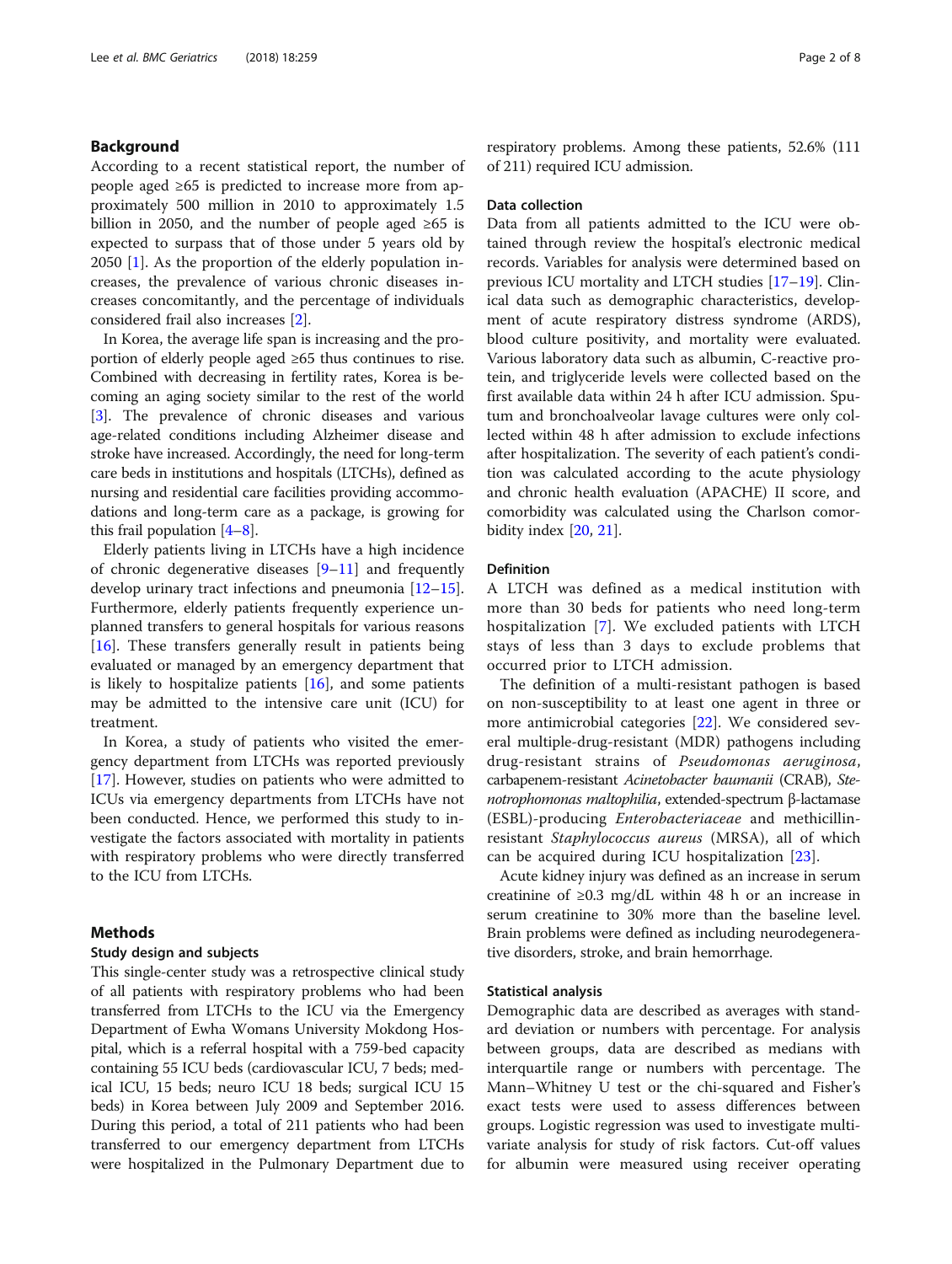## Background

According to a recent statistical report, the number of people aged ≥65 is predicted to increase more from approximately 500 million in 2010 to approximately 1.5 billion in 2050, and the number of people aged ≥65 is expected to surpass that of those under 5 years old by 2050 [1]. As the proportion of the elderly population increases, the prevalence of various chronic diseases increases concomitantly, and the percentage of individuals considered frail also increases [2].

In Korea, the average life span is increasing and the proportion of elderly people aged ≥65 thus continues to rise. Combined with decreasing in fertility rates, Korea is becoming an aging society similar to the rest of the world [3]. The prevalence of chronic diseases and various age-related conditions including Alzheimer disease and stroke have increased. Accordingly, the need for long-term care beds in institutions and hospitals (LTCHs), defined as nursing and residential care facilities providing accommodations and long-term care as a package, is growing for this frail population [4–8].

Elderly patients living in LTCHs have a high incidence of chronic degenerative diseases [9–11] and frequently develop urinary tract infections and pneumonia [12–15]. Furthermore, elderly patients frequently experience unplanned transfers to general hospitals for various reasons [16]. These transfers generally result in patients being evaluated or managed by an emergency department that is likely to hospitalize patients [16], and some patients may be admitted to the intensive care unit (ICU) for treatment.

In Korea, a study of patients who visited the emergency department from LTCHs was reported previously [17]. However, studies on patients who were admitted to ICUs via emergency departments from LTCHs have not been conducted. Hence, we performed this study to investigate the factors associated with mortality in patients with respiratory problems who were directly transferred to the ICU from LTCHs.

## Methods

### Study design and subjects

This single-center study was a retrospective clinical study of all patients with respiratory problems who had been transferred from LTCHs to the ICU via the Emergency Department of Ewha Womans University Mokdong Hospital, which is a referral hospital with a 759-bed capacity containing 55 ICU beds (cardiovascular ICU, 7 beds; medical ICU, 15 beds; neuro ICU 18 beds; surgical ICU 15 beds) in Korea between July 2009 and September 2016. During this period, a total of 211 patients who had been transferred to our emergency department from LTCHs were hospitalized in the Pulmonary Department due to respiratory problems. Among these patients, 52.6% (111 of 211) required ICU admission.

### Data collection

Data from all patients admitted to the ICU were obtained through review the hospital's electronic medical records. Variables for analysis were determined based on previous ICU mortality and LTCH studies [17–19]. Clinical data such as demographic characteristics, development of acute respiratory distress syndrome (ARDS), blood culture positivity, and mortality were evaluated. Various laboratory data such as albumin, C-reactive protein, and triglyceride levels were collected based on the first available data within 24 h after ICU admission. Sputum and bronchoalveolar lavage cultures were only collected within 48 h after admission to exclude infections after hospitalization. The severity of each patient's condition was calculated according to the acute physiology and chronic health evaluation (APACHE) II score, and comorbidity was calculated using the Charlson comorbidity index [20, 21].

### Definition

A LTCH was defined as a medical institution with more than 30 beds for patients who need long-term hospitalization [7]. We excluded patients with LTCH stays of less than 3 days to exclude problems that occurred prior to LTCH admission.

The definition of a multi-resistant pathogen is based on non-susceptibility to at least one agent in three or more antimicrobial categories [22]. We considered several multiple-drug-resistant (MDR) pathogens including drug-resistant strains of *Pseudomonas aeruginosa*, carbapenem-resistant *Acinetobacter baumanii* (CRAB), *Stenotrophomonas maltophilia*, extended-spectrum β-lactamase (ESBL)-producing *Enterobacteriaceae* and methicillin-resistant *Staphylococcus aureus* (MRSA), all of which can be acquired during ICU hospitalization [23].

Acute kidney injury was defined as an increase in serum creatinine of ≥0.3 mg/dL within 48 h or an increase in serum creatinine to 30% more than the baseline level. Brain problems were defined as including neurodegenerative disorders, stroke, and brain hemorrhage.

### Statistical analysis

Demographic data are described as averages with standard deviation or numbers with percentage. For analysis between groups, data are described as medians with interquartile range or numbers with percentage. The Mann–Whitney U test or the chi-squared and Fisher's exact tests were used to assess differences between groups. Logistic regression was used to investigate multivariate analysis for study of risk factors. Cut-off values for albumin were measured using receiver operating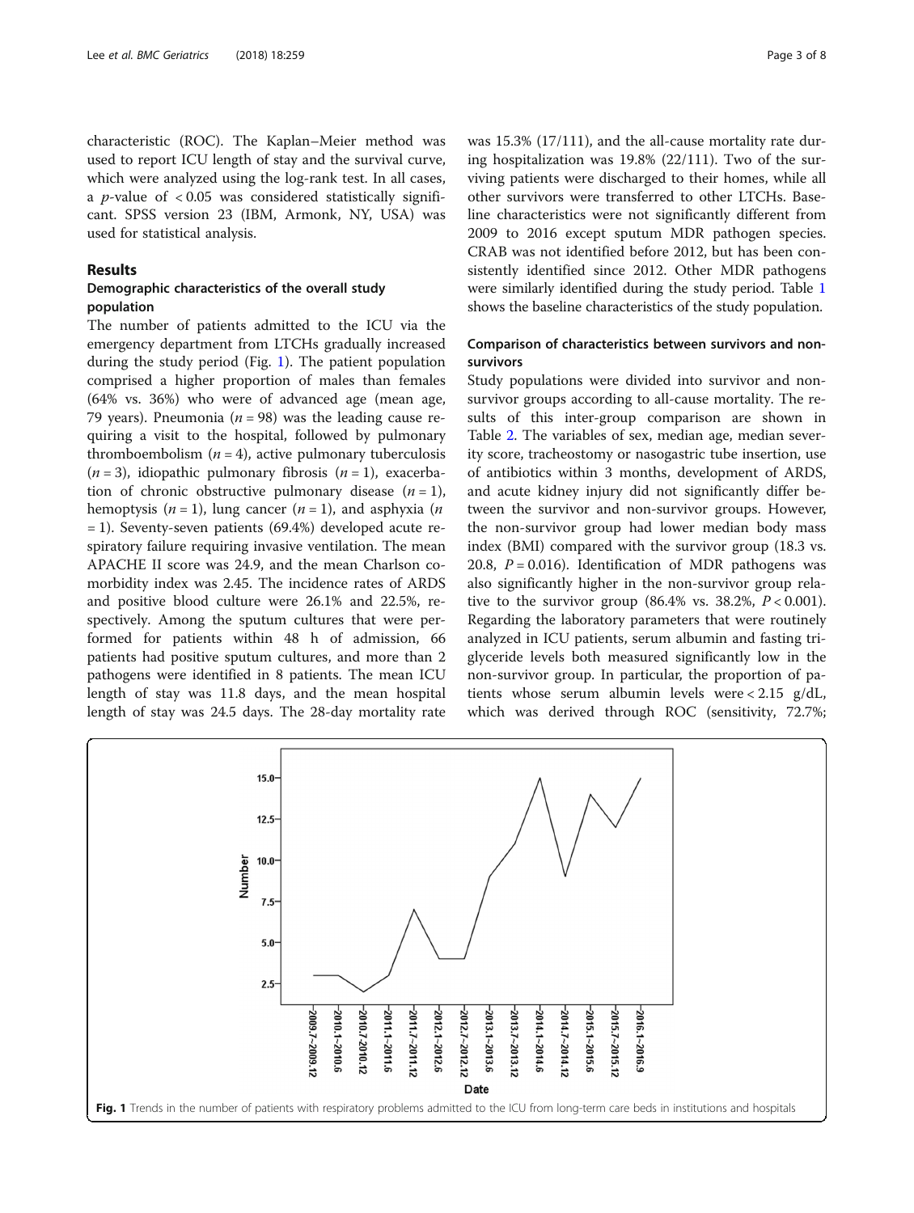characteristic (ROC). The Kaplan–Meier method was used to report ICU length of stay and the survival curve, which were analyzed using the log-rank test. In all cases, a $p$-value of $< 0.05$ was considered statistically significant. SPSS version 23 (IBM, Armonk, NY, USA) was used for statistical analysis.

## Results

### Demographic characteristics of the overall study population

The number of patients admitted to the ICU via the emergency department from LTCHs gradually increased during the study period (Fig. 1). The patient population comprised a higher proportion of males than females (64% vs. 36%) who were of advanced age (mean age, 79 years). Pneumonia ($n = 98$) was the leading cause requiring a visit to the hospital, followed by pulmonary thromboembolism ($n = 4$), active pulmonary tuberculosis ($n = 3$), idiopathic pulmonary fibrosis ($n = 1$), exacerbation of chronic obstructive pulmonary disease ($n = 1$), hemoptysis ($n = 1$), lung cancer ($n = 1$), and asphyxia ($n = 1$). Seventy-seven patients (69.4%) developed acute respiratory failure requiring invasive ventilation. The mean APACHE II score was 24.9, and the mean Charlson comorbidity index was 2.45. The incidence rates of ARDS and positive blood culture were 26.1% and 22.5%, respectively. Among the sputum cultures that were performed for patients within 48 h of admission, 66 patients had positive sputum cultures, and more than 2 pathogens were identified in 8 patients. The mean ICU length of stay was 11.8 days, and the mean hospital length of stay was 24.5 days. The 28-day mortality rate was 15.3% (17/111), and the all-cause mortality rate during hospitalization was 19.8% (22/111). Two of the surviving patients were discharged to their homes, while all other survivors were transferred to other LTCHs. Baseline characteristics were not significantly different from 2009 to 2016 except sputum MDR pathogen species. CRAB was not identified before 2012, but has been consistently identified since 2012. Other MDR pathogens were similarly identified during the study period. Table 1 shows the baseline characteristics of the study population.

### Comparison of characteristics between survivors and non-survivors

Study populations were divided into survivor and non-survivor groups according to all-cause mortality. The results of this inter-group comparison are shown in Table 2. The variables of sex, median age, median severity score, tracheostomy or nasogastric tube insertion, use of antibiotics within 3 months, development of ARDS, and acute kidney injury did not significantly differ between the survivor and non-survivor groups. However, the non-survivor group had lower median body mass index (BMI) compared with the survivor group (18.3 vs. 20.8, $P = 0.016$). Identification of MDR pathogens was also significantly higher in the non-survivor group relative to the survivor group (86.4% vs. 38.2%, $P < 0.001$). Regarding the laboratory parameters that were routinely analyzed in ICU patients, serum albumin and fasting triglyceride levels both measured significantly low in the non-survivor group. In particular, the proportion of patients whose serum albumin levels were $< 2.15$ g/dL, which was derived through ROC (sensitivity, 72.7%;

Fig. 1 Trends in the number of patients with respiratory problems admitted to the ICU from long-term care beds in institutions and hospitals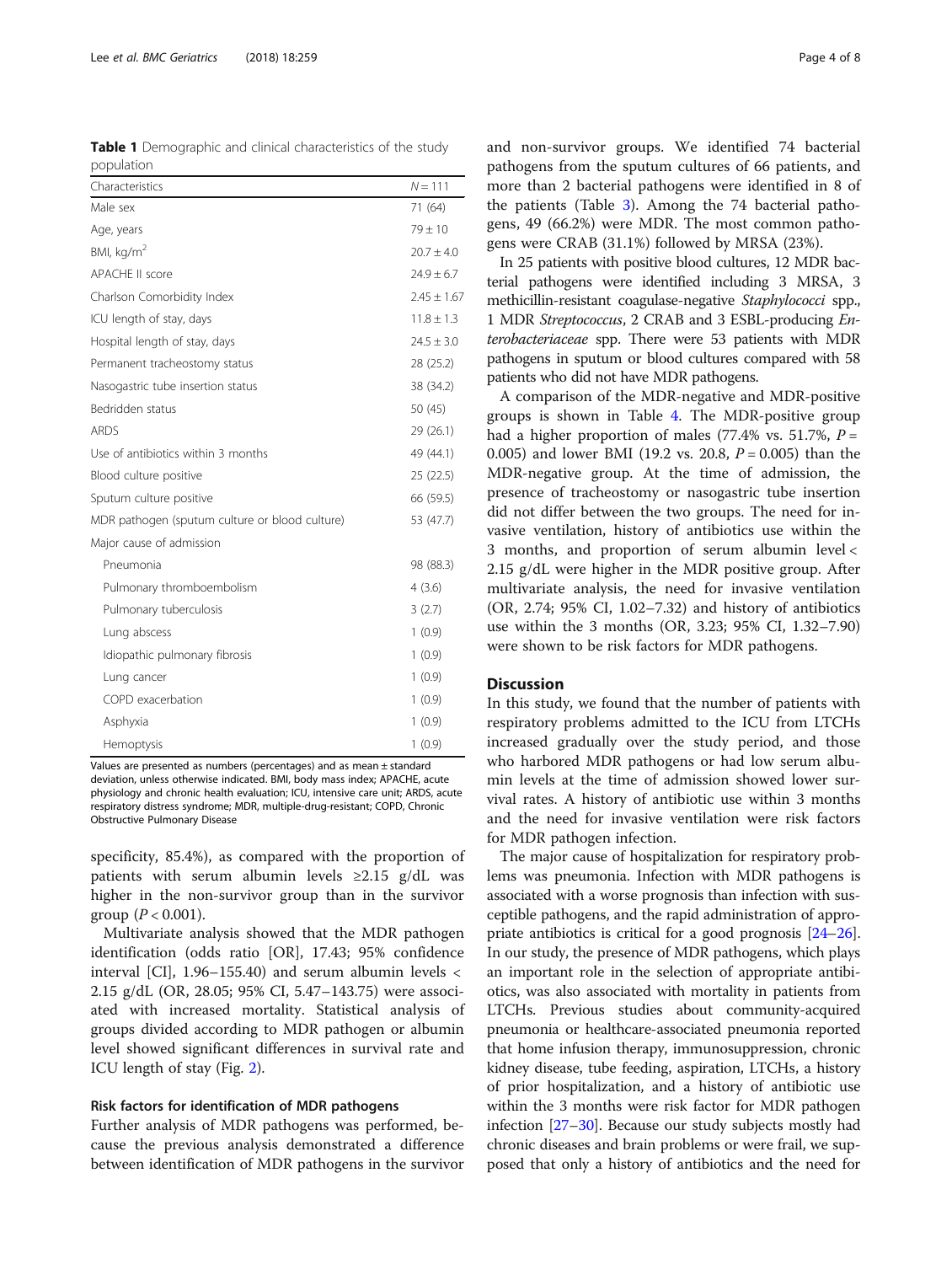**Table 1** Demographic and clinical characteristics of the study population

| Characteristics | N = 111 |
|---|---|
| Male sex | 71 (64) |
| Age, years | 79 ± 10 |
| BMI, kg/m$^2$ | 20.7 ± 4.0 |
| APACHE II score | 24.9 ± 6.7 |
| Charlson Comorbidity Index | 2.45 ± 1.67 |
| ICU length of stay, days | 11.8 ± 1.3 |
| Hospital length of stay, days | 24.5 ± 3.0 |
| Permanent tracheostomy status | 28 (25.2) |
| Nasogastric tube insertion status | 38 (34.2) |
| Bedridden status | 50 (45) |
| ARDS | 29 (26.1) |
| Use of antibiotics within 3 months | 49 (44.1) |
| Blood culture positive | 25 (22.5) |
| Sputum culture positive | 66 (59.5) |
| MDR pathogen (sputum culture or blood culture) | 53 (47.7) |
| Major cause of admission | |
| Pneumonia | 98 (88.3) |
| Pulmonary thromboembolism | 4 (3.6) |
| Pulmonary tuberculosis | 3 (2.7) |
| Lung abscess | 1 (0.9) |
| Idiopathic pulmonary fibrosis | 1 (0.9) |
| Lung cancer | 1 (0.9) |
| COPD exacerbation | 1 (0.9) |
| Asphyxia | 1 (0.9) |
| Hemoptysis | 1 (0.9) |

Values are presented as numbers (percentages) and as mean ± standard deviation, unless otherwise indicated. BMI, body mass index; APACHE, acute physiology and chronic health evaluation; ICU, intensive care unit; ARDS, acute respiratory distress syndrome; MDR, multiple-drug-resistant; COPD, Chronic Obstructive Pulmonary Disease

specificity, 85.4%), as compared with the proportion of patients with serum albumin levels ≥2.15 g/dL was higher in the non-survivor group than in the survivor group ($P < 0.001$).

Multivariate analysis showed that the MDR pathogen identification (odds ratio [OR], 17.43; 95% confidence interval [CI], 1.96–155.40) and serum albumin levels < 2.15 g/dL (OR, 28.05; 95% CI, 5.47–143.75) were associated with increased mortality. Statistical analysis of groups divided according to MDR pathogen or albumin level showed significant differences in survival rate and ICU length of stay (Fig. 2).

### Risk factors for identification of MDR pathogens

Further analysis of MDR pathogens was performed, because the previous analysis demonstrated a difference between identification of MDR pathogens in the survivor and non-survivor groups. We identified 74 bacterial pathogens from the sputum cultures of 66 patients, and more than 2 bacterial pathogens were identified in 8 of the patients (Table 3). Among the 74 bacterial pathogens, 49 (66.2%) were MDR. The most common pathogens were CRAB (31.1%) followed by MRSA (23%).

In 25 patients with positive blood cultures, 12 MDR bacterial pathogens were identified including 3 MRSA, 3 methicillin-resistant coagulase-negative *Staphylococci* spp., 1 MDR *Streptococcus*, 2 CRAB and 3 ESBL-producing *Enterobacteriaceae* spp. There were 53 patients with MDR pathogens in sputum or blood cultures compared with 58 patients who did not have MDR pathogens.

A comparison of the MDR-negative and MDR-positive groups is shown in Table 4. The MDR-positive group had a higher proportion of males (77.4% vs. 51.7%, $P = 0.005$) and lower BMI (19.2 vs. 20.8, $P = 0.005$) than the MDR-negative group. At the time of admission, the presence of tracheostomy or nasogastric tube insertion did not differ between the two groups. The need for invasive ventilation, history of antibiotics use within the 3 months, and proportion of serum albumin level < 2.15 g/dL were higher in the MDR positive group. After multivariate analysis, the need for invasive ventilation (OR, 2.74; 95% CI, 1.02–7.32) and history of antibiotics use within the 3 months (OR, 3.23; 95% CI, 1.32–7.90) were shown to be risk factors for MDR pathogens.

## Discussion

In this study, we found that the number of patients with respiratory problems admitted to the ICU from LTCHs increased gradually over the study period, and those who harbored MDR pathogens or had low serum albumin levels at the time of admission showed lower survival rates. A history of antibiotic use within 3 months and the need for invasive ventilation were risk factors for MDR pathogen infection.

The major cause of hospitalization for respiratory problems was pneumonia. Infection with MDR pathogens is associated with a worse prognosis than infection with susceptible pathogens, and the rapid administration of appropriate antibiotics is critical for a good prognosis [24–26]. In our study, the presence of MDR pathogens, which plays an important role in the selection of appropriate antibiotics, was also associated with mortality in patients from LTCHs. Previous studies about community-acquired pneumonia or healthcare-associated pneumonia reported that home infusion therapy, immunosuppression, chronic kidney disease, tube feeding, aspiration, LTCHs, a history of prior hospitalization, and a history of antibiotic use within the 3 months were risk factor for MDR pathogen infection [27–30]. Because our study subjects mostly had chronic diseases and brain problems or were frail, we supposed that only a history of antibiotics and the need for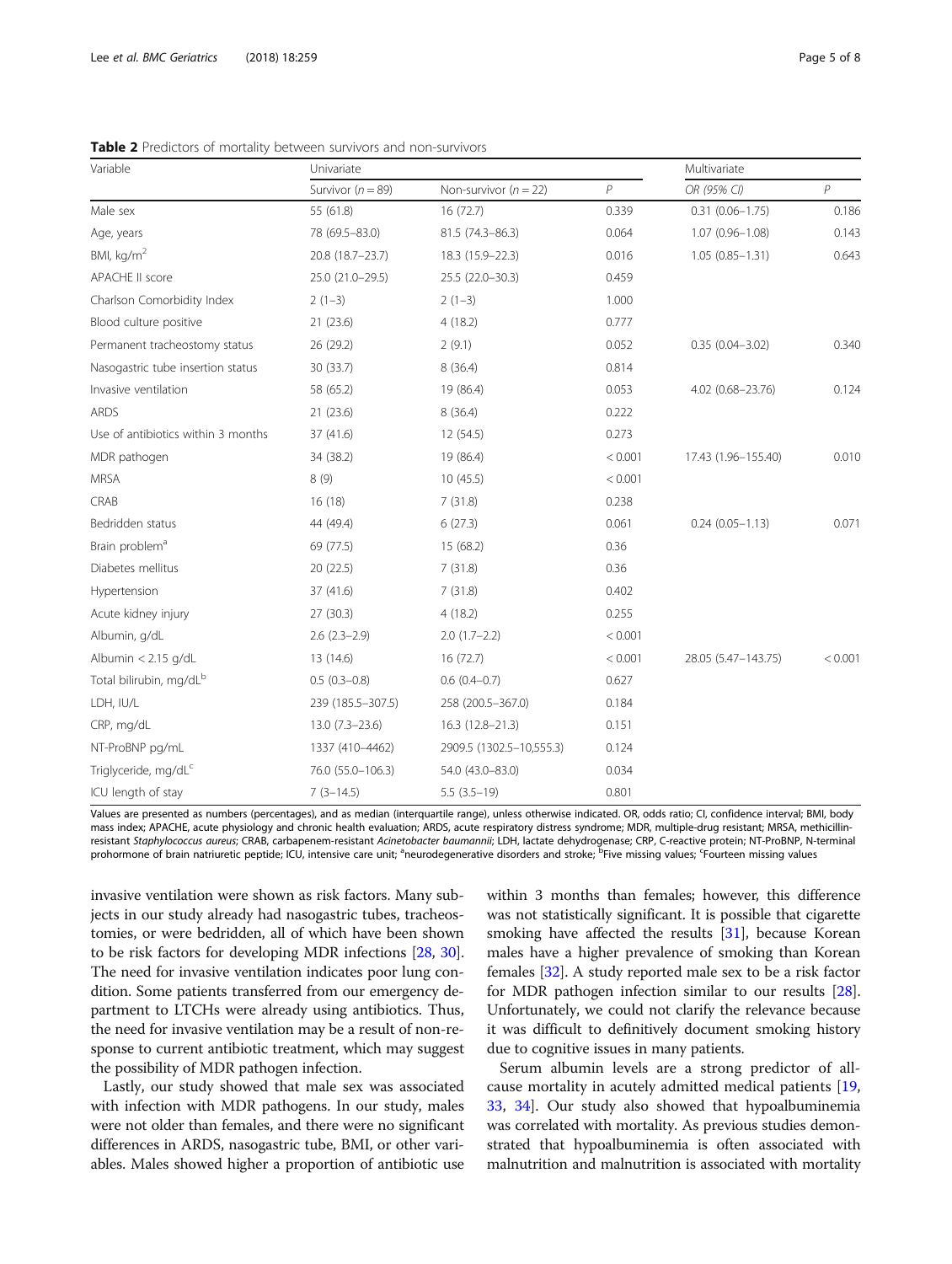**Table 2** Predictors of mortality between survivors and non-survivors

| Variable | Univariate | | | Multivariate | |
|---|---|---|---|---|---|
| | Survivor (n = 89) | Non-survivor (n = 22) | P | OR (95% CI) | P |
| Male sex | 55 (61.8) | 16 (72.7) | 0.339 | 0.31 (0.06–1.75) | 0.186 |
| Age, years | 78 (69.5–83.0) | 81.5 (74.3–86.3) | 0.064 | 1.07 (0.96–1.08) | 0.143 |
| BMI, kg/m$^2$ | 20.8 (18.7–23.7) | 18.3 (15.9–22.3) | 0.016 | 1.05 (0.85–1.31) | 0.643 |
| APACHE II score | 25.0 (21.0–29.5) | 25.5 (22.0–30.3) | 0.459 | | |
| Charlson Comorbidity Index | 2 (1–3) | 2 (1–3) | 1.000 | | |
| Blood culture positive | 21 (23.6) | 4 (18.2) | 0.777 | | |
| Permanent tracheostomy status | 26 (29.2) | 2 (9.1) | 0.052 | 0.35 (0.04–3.02) | 0.340 |
| Nasogastric tube insertion status | 30 (33.7) | 8 (36.4) | 0.814 | | |
| Invasive ventilation | 58 (65.2) | 19 (86.4) | 0.053 | 4.02 (0.68–23.76) | 0.124 |
| ARDS | 21 (23.6) | 8 (36.4) | 0.222 | | |
| Use of antibiotics within 3 months | 37 (41.6) | 12 (54.5) | 0.273 | | |
| MDR pathogen | 34 (38.2) | 19 (86.4) | < 0.001 | 17.43 (1.96–155.40) | 0.010 |
| MRSA | 8 (9) | 10 (45.5) | < 0.001 | | |
| CRAB | 16 (18) | 7 (31.8) | 0.238 | | |
| Bedridden status | 44 (49.4) | 6 (27.3) | 0.061 | 0.24 (0.05–1.13) | 0.071 |
| Brain problem[a] | 69 (77.5) | 15 (68.2) | 0.36 | | |
| Diabetes mellitus | 20 (22.5) | 7 (31.8) | 0.36 | | |
| Hypertension | 37 (41.6) | 7 (31.8) | 0.402 | | |
| Acute kidney injury | 27 (30.3) | 4 (18.2) | 0.255 | | |
| Albumin, g/dL | 2.6 (2.3–2.9) | 2.0 (1.7–2.2) | < 0.001 | | |
| Albumin < 2.15 g/dL | 13 (14.6) | 16 (72.7) | < 0.001 | 28.05 (5.47–143.75) | < 0.001 |
| Total bilirubin, mg/dL[b] | 0.5 (0.3–0.8) | 0.6 (0.4–0.7) | 0.627 | | |
| LDH, IU/L | 239 (185.5–307.5) | 258 (200.5–367.0) | 0.184 | | |
| CRP, mg/dL | 13.0 (7.3–23.6) | 16.3 (12.8–21.3) | 0.151 | | |
| NT-ProBNP pg/mL | 1337 (410–4462) | 2909.5 (1302.5–10,555.3) | 0.124 | | |
| Triglyceride, mg/dL[c] | 76.0 (55.0–106.3) | 54.0 (43.0–83.0) | 0.034 | | |
| ICU length of stay | 7 (3–14.5) | 5.5 (3.5–19) | 0.801 | | |

Values are presented as numbers (percentages), and as median (interquartile range), unless otherwise indicated. OR, odds ratio; CI, confidence interval; BMI, body mass index; APACHE, acute physiology and chronic health evaluation; ARDS, acute respiratory distress syndrome; MDR, multiple-drug resistant; MRSA, methicillin-resistant *Staphylococcus aureus*; CRAB, carbapenem-resistant *Acinetobacter baumannii*; LDH, lactate dehydrogenase; CRP, C-reactive protein; NT-ProBNP, N-terminal prohormone of brain natriuretic peptide; ICU, intensive care unit; [a]neurodegenerative disorders and stroke; [b]Five missing values; [c]Fourteen missing values

invasive ventilation were shown as risk factors. Many subjects in our study already had nasogastric tubes, tracheostomies, or were bedridden, all of which have been shown to be risk factors for developing MDR infections [28, 30]. The need for invasive ventilation indicates poor lung condition. Some patients transferred from our emergency department to LTCHs were already using antibiotics. Thus, the need for invasive ventilation may be a result of non-response to current antibiotic treatment, which may suggest the possibility of MDR pathogen infection.

Lastly, our study showed that male sex was associated with infection with MDR pathogens. In our study, males were not older than females, and there were no significant differences in ARDS, nasogastric tube, BMI, or other variables. Males showed higher a proportion of antibiotic use within 3 months than females; however, this difference was not statistically significant. It is possible that cigarette smoking have affected the results [31], because Korean males have a higher prevalence of smoking than Korean females [32]. A study reported male sex to be a risk factor for MDR pathogen infection similar to our results [28]. Unfortunately, we could not clarify the relevance because it was difficult to definitively document smoking history due to cognitive issues in many patients.

Serum albumin levels are a strong predictor of all-cause mortality in acutely admitted medical patients [19, 33, 34]. Our study also showed that hypoalbuminemia was correlated with mortality. As previous studies demonstrated that hypoalbuminemia is often associated with malnutrition and malnutrition is associated with mortality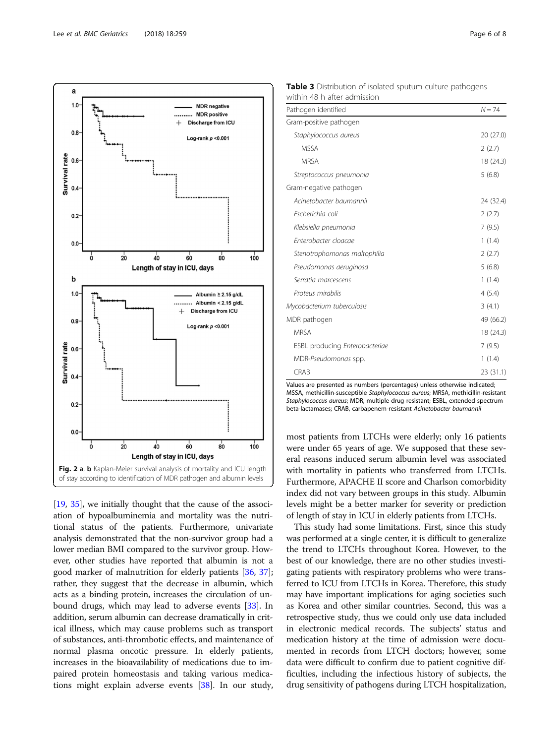Fig. 2 **a**, **b** Kaplan-Meier survival analysis of mortality and ICU length of stay according to identification of MDR pathogen and albumin levels

[19, 35], we initially thought that the cause of the association of hypoalbuminemia and mortality was the nutritional status of the patients. Furthermore, univariate analysis demonstrated that the non-survivor group had a lower median BMI compared to the survivor group. However, other studies have reported that albumin is not a good marker of malnutrition for elderly patients [36, 37]; rather, they suggest that the decrease in albumin, which acts as a binding protein, increases the circulation of unbound drugs, which may lead to adverse events [33]. In addition, serum albumin can decrease dramatically in critical illness, which may cause problems such as transport of substances, anti-thrombotic effects, and maintenance of normal plasma oncotic pressure. In elderly patients, increases in the bioavailability of medications due to impaired protein homeostasis and taking various medications might explain adverse events [38]. In our study, most patients from LTCHs were elderly; only 16 patients were under 65 years of age. We supposed that these several reasons induced serum albumin level was associated with mortality in patients who transferred from LTCHs. Furthermore, APACHE II score and Charlson comorbidity index did not vary between groups in this study. Albumin levels might be a better marker for severity or prediction of length of stay in ICU in elderly patients from LTCHs.

This study had some limitations. First, since this study was performed at a single center, it is difficult to generalize the trend to LTCHs throughout Korea. However, to the best of our knowledge, there are no other studies investigating patients with respiratory problems who were transferred to ICU from LTCHs in Korea. Therefore, this study may have important implications for aging societies such as Korea and other similar countries. Second, this was a retrospective study, thus we could only use data included in electronic medical records. The subjects' status and medication history at the time of admission were documented in records from LTCH doctors; however, some data were difficult to confirm due to patient cognitive difficulties, including the infectious history of subjects, the drug sensitivity of pathogens during LTCH hospitalization,

**Table 3** Distribution of isolated sputum culture pathogens within 48 h after admission

| Pathogen identified | N = 74 |
|---|---|
| Gram-positive pathogen | |
| *Staphylococcus aureus* | 20 (27.0) |
| MSSA | 2 (2.7) |
| MRSA | 18 (24.3) |
| *Streptococcus pneumonia* | 5 (6.8) |
| Gram-negative pathogen | |
| *Acinetobacter baumannii* | 24 (32.4) |
| *Escherichia coli* | 2 (2.7) |
| *Klebsiella pneumonia* | 7 (9.5) |
| *Enterobacter cloacae* | 1 (1.4) |
| *Stenotrophomonas maltophilia* | 2 (2.7) |
| *Pseudomonas aeruginosa* | 5 (6.8) |
| *Serratia marcescens* | 1 (1.4) |
| *Proteus mirabilis* | 4 (5.4) |
| *Mycobacterium tuberculosis* | 3 (4.1) |
| MDR pathogen | 49 (66.2) |
| MRSA | 18 (24.3) |
| ESBL producing *Enterobacteriae* | 7 (9.5) |
| MDR-*Pseudomonas* spp. | 1 (1.4) |
| CRAB | 23 (31.1) |

Values are presented as numbers (percentages) unless otherwise indicated; MSSA, methicillin-susceptible *Staphylococcus aureus*; MRSA, methicillin-resistant *Staphylococcus aureus*; MDR, multiple-drug-resistant; ESBL, extended-spectrum beta-lactamases; CRAB, carbapenem-resistant *Acinetobacter baumannii*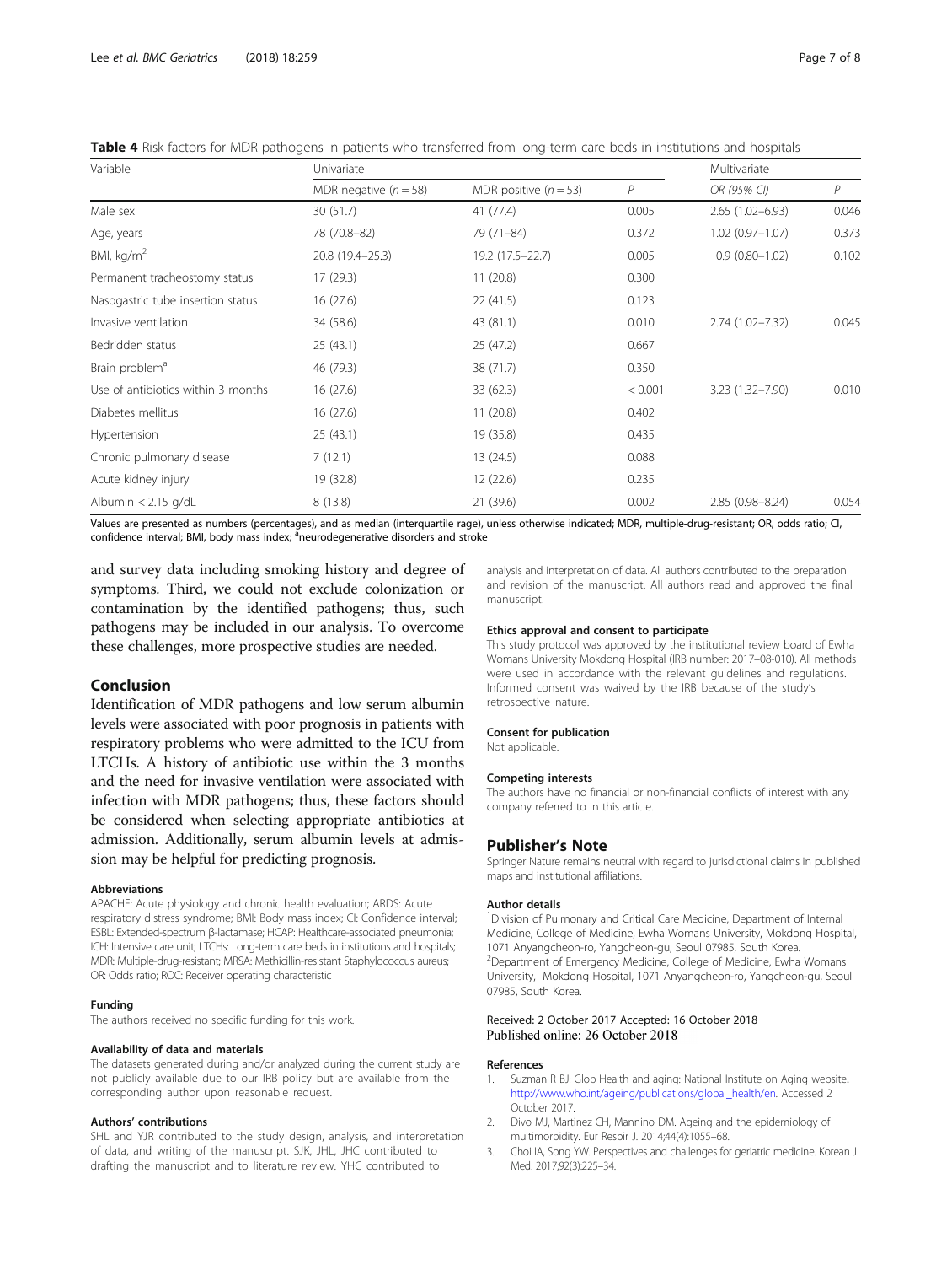**Table 4** Risk factors for MDR pathogens in patients who transferred from long-term care beds in institutions and hospitals

| Variable | Univariate | | | Multivariate | |
|---|---|---|---|---|---|
| | MDR negative ($n = 58$) | MDR positive ($n = 53$) | *P* | OR (95% CI) | *P* |
| Male sex | 30 (51.7) | 41 (77.4) | 0.005 | 2.65 (1.02–6.93) | 0.046 |
| Age, years | 78 (70.8–82) | 79 (71–84) | 0.372 | 1.02 (0.97–1.07) | 0.373 |
| BMI, kg/m$^2$ | 20.8 (19.4–25.3) | 19.2 (17.5–22.7) | 0.005 | 0.9 (0.80–1.02) | 0.102 |
| Permanent tracheostomy status | 17 (29.3) | 11 (20.8) | 0.300 | | |
| Nasogastric tube insertion status | 16 (27.6) | 22 (41.5) | 0.123 | | |
| Invasive ventilation | 34 (58.6) | 43 (81.1) | 0.010 | 2.74 (1.02–7.32) | 0.045 |
| Bedridden status | 25 (43.1) | 25 (47.2) | 0.667 | | |
| Brain problem[a] | 46 (79.3) | 38 (71.7) | 0.350 | | |
| Use of antibiotics within 3 months | 16 (27.6) | 33 (62.3) | < 0.001 | 3.23 (1.32–7.90) | 0.010 |
| Diabetes mellitus | 16 (27.6) | 11 (20.8) | 0.402 | | |
| Hypertension | 25 (43.1) | 19 (35.8) | 0.435 | | |
| Chronic pulmonary disease | 7 (12.1) | 13 (24.5) | 0.088 | | |
| Acute kidney injury | 19 (32.8) | 12 (22.6) | 0.235 | | |
| Albumin < 2.15 g/dL | 8 (13.8) | 21 (39.6) | 0.002 | 2.85 (0.98–8.24) | 0.054 |

Values are presented as numbers (percentages), and as median (interquartile rage), unless otherwise indicated; MDR, multiple-drug-resistant; OR, odds ratio; CI, confidence interval; BMI, body mass index; [a]neurodegenerative disorders and stroke

and survey data including smoking history and degree of symptoms. Third, we could not exclude colonization or contamination by the identified pathogens; thus, such pathogens may be included in our analysis. To overcome these challenges, more prospective studies are needed.

## Conclusion

Identification of MDR pathogens and low serum albumin levels were associated with poor prognosis in patients with respiratory problems who were admitted to the ICU from LTCHs. A history of antibiotic use within the 3 months and the need for invasive ventilation were associated with infection with MDR pathogens; thus, these factors should be considered when selecting appropriate antibiotics at admission. Additionally, serum albumin levels at admission may be helpful for predicting prognosis.

#### Abbreviations

APACHE: Acute physiology and chronic health evaluation; ARDS: Acute respiratory distress syndrome; BMI: Body mass index; CI: Confidence interval; ESBL: Extended-spectrum β-lactamase; HCAP: Healthcare-associated pneumonia; ICH: Intensive care unit; LTCHs: Long-term care beds in institutions and hospitals; MDR: Multiple-drug-resistant; MRSA: Methicillin-resistant Staphylococcus aureus; OR: Odds ratio; ROC: Receiver operating characteristic

#### Funding

The authors received no specific funding for this work.

#### Availability of data and materials

The datasets generated during and/or analyzed during the current study are not publicly available due to our IRB policy but are available from the corresponding author upon reasonable request.

#### Authors' contributions

SHL and YJR contributed to the study design, analysis, and interpretation of data, and writing of the manuscript. SJK, JHL, JHC contributed to drafting the manuscript and to literature review. YHC contributed to analysis and interpretation of data. All authors contributed to the preparation and revision of the manuscript. All authors read and approved the final manuscript.

#### Ethics approval and consent to participate

This study protocol was approved by the institutional review board of Ewha Womans University Mokdong Hospital (IRB number: 2017–08-010). All methods were used in accordance with the relevant guidelines and regulations. Informed consent was waived by the IRB because of the study's retrospective nature.

#### Consent for publication

Not applicable.

#### Competing interests

The authors have no financial or non-financial conflicts of interest with any company referred to in this article.

## Publisher's Note

Springer Nature remains neutral with regard to jurisdictional claims in published maps and institutional affiliations.

#### Author details

[1]Division of Pulmonary and Critical Care Medicine, Department of Internal Medicine, College of Medicine, Ewha Womans University, Mokdong Hospital, 1071 Anyangcheon-ro, Yangcheon-gu, Seoul 07985, South Korea. [2]Department of Emergency Medicine, College of Medicine, Ewha Womans University, Mokdong Hospital, 1071 Anyangcheon-ro, Yangcheon-gu, Seoul 07985, South Korea.

Received: 2 October 2017 Accepted: 16 October 2018
Published online: 26 October 2018

#### References

1. Suzman R BJ: Glob Health and aging: National Institute on Aging website. http://www.who.int/ageing/publications/global_health/en. Accessed 2 October 2017.
2. Divo MJ, Martinez CH, Mannino DM. Ageing and the epidemiology of multimorbidity. Eur Respir J. 2014;44(4):1055–68.
3. Choi IA, Song YW. Perspectives and challenges for geriatric medicine. Korean J Med. 2017;92(3):225–34.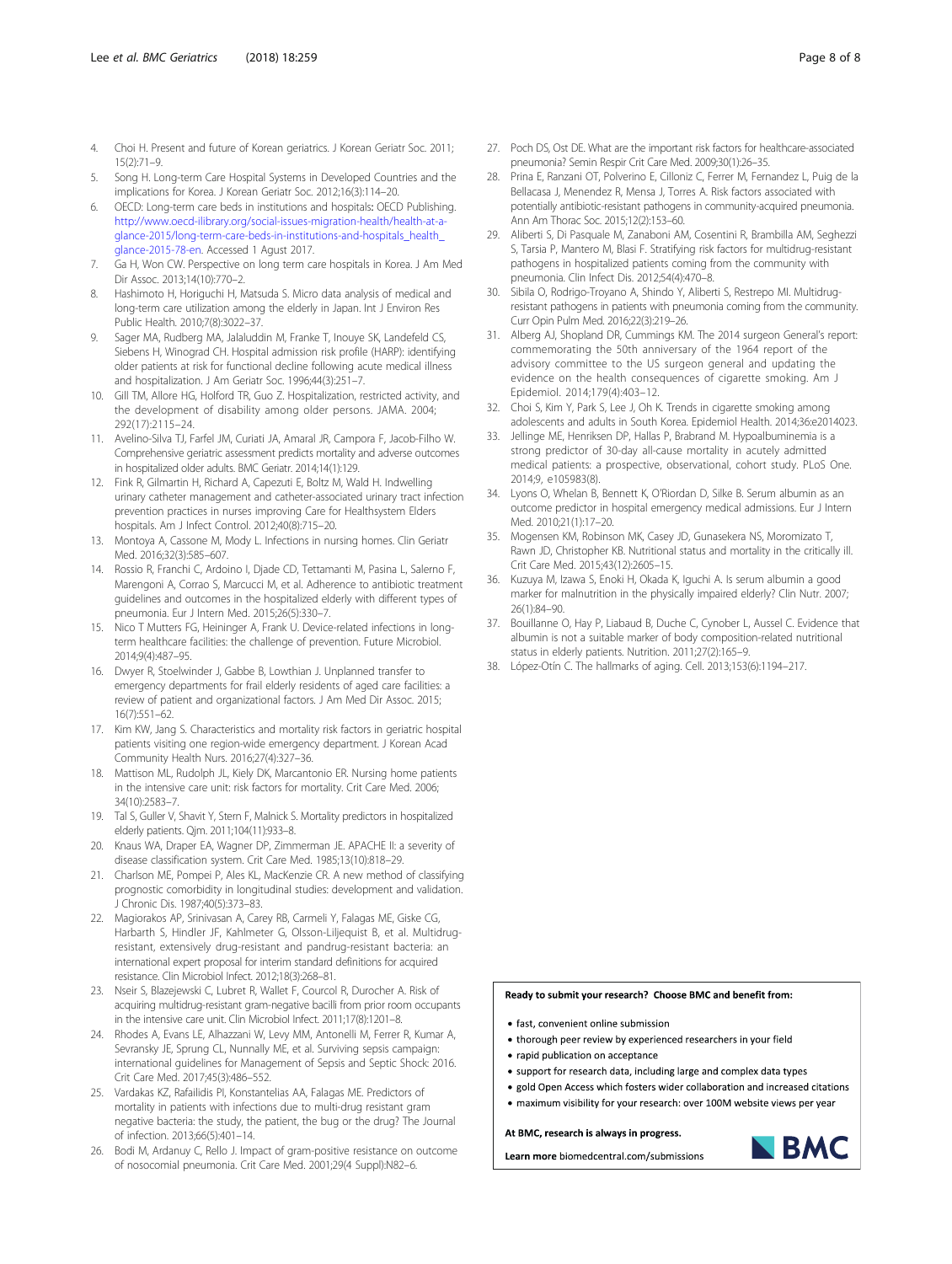4. Choi H. Present and future of Korean geriatrics. J Korean Geriatr Soc. 2011; 15(2):71–9.
5. Song H. Long-term Care Hospital Systems in Developed Countries and the implications for Korea. J Korean Geriatr Soc. 2012;16(3):114–20.
6. OECD: Long-term care beds in institutions and hospitals: OECD Publishing. http://www.oecd-ilibrary.org/social-issues-migration-health/health-at-a-glance-2015/long-term-care-beds-in-institutions-and-hospitals_health_glance-2015-78-en. Accessed 1 Agust 2017.
7. Ga H, Won CW. Perspective on long term care hospitals in Korea. J Am Med Dir Assoc. 2013;14(10):770–2.
8. Hashimoto H, Horiguchi H, Matsuda S. Micro data analysis of medical and long-term care utilization among the elderly in Japan. Int J Environ Res Public Health. 2010;7(8):3022–37.
9. Sager MA, Rudberg MA, Jalaluddin M, Franke T, Inouye SK, Landefeld CS, Siebens H, Winograd CH. Hospital admission risk profile (HARP): identifying older patients at risk for functional decline following acute medical illness and hospitalization. J Am Geriatr Soc. 1996;44(3):251–7.
10. Gill TM, Allore HG, Holford TR, Guo Z. Hospitalization, restricted activity, and the development of disability among older persons. JAMA. 2004; 292(17):2115–24.
11. Avelino-Silva TJ, Farfel JM, Curiati JA, Amaral JR, Campora F, Jacob-Filho W. Comprehensive geriatric assessment predicts mortality and adverse outcomes in hospitalized older adults. BMC Geriatr. 2014;14(1):129.
12. Fink R, Gilmartin H, Richard A, Capezuti E, Boltz M, Wald H. Indwelling urinary catheter management and catheter-associated urinary tract infection prevention practices in nurses improving Care for Healthsystem Elders hospitals. Am J Infect Control. 2012;40(8):715–20.
13. Montoya A, Cassone M, Mody L. Infections in nursing homes. Clin Geriatr Med. 2016;32(3):585–607.
14. Rossio R, Franchi C, Ardoino I, Djade CD, Tettamanti M, Pasina L, Salerno F, Marengoni A, Corrao S, Marcucci M, et al. Adherence to antibiotic treatment guidelines and outcomes in the hospitalized elderly with different types of pneumonia. Eur J Intern Med. 2015;26(5):330–7.
15. Nico T Mutters FG, Heininger A, Frank U. Device-related infections in long-term healthcare facilities: the challenge of prevention. Future Microbiol. 2014;9(4):487–95.
16. Dwyer R, Stoelwinder J, Gabbe B, Lowthian J. Unplanned transfer to emergency departments for frail elderly residents of aged care facilities: a review of patient and organizational factors. J Am Med Dir Assoc. 2015; 16(7):551–62.
17. Kim KW, Jang S. Characteristics and mortality risk factors in geriatric hospital patients visiting one region-wide emergency department. J Korean Acad Community Health Nurs. 2016;27(4):327–36.
18. Mattison ML, Rudolph JL, Kiely DK, Marcantonio ER. Nursing home patients in the intensive care unit: risk factors for mortality. Crit Care Med. 2006; 34(10):2583–7.
19. Tal S, Guller V, Shavit Y, Stern F, Malnick S. Mortality predictors in hospitalized elderly patients. Qjm. 2011;104(11):933–8.
20. Knaus WA, Draper EA, Wagner DP, Zimmerman JE. APACHE II: a severity of disease classification system. Crit Care Med. 1985;13(10):818–29.
21. Charlson ME, Pompei P, Ales KL, MacKenzie CR. A new method of classifying prognostic comorbidity in longitudinal studies: development and validation. J Chronic Dis. 1987;40(5):373–83.
22. Magiorakos AP, Srinivasan A, Carey RB, Carmeli Y, Falagas ME, Giske CG, Harbarth S, Hindler JF, Kahlmeter G, Olsson-Liljequist B, et al. Multidrug-resistant, extensively drug-resistant and pandrug-resistant bacteria: an international expert proposal for interim standard definitions for acquired resistance. Clin Microbiol Infect. 2012;18(3):268–81.
23. Nseir S, Blazejewski C, Lubret R, Wallet F, Courcol R, Durocher A. Risk of acquiring multidrug-resistant gram-negative bacilli from prior room occupants in the intensive care unit. Clin Microbiol Infect. 2011;17(8):1201–8.
24. Rhodes A, Evans LE, Alhazzani W, Levy MM, Antonelli M, Ferrer R, Kumar A, Sevransky JE, Sprung CL, Nunnally ME, et al. Surviving sepsis campaign: international guidelines for Management of Sepsis and Septic Shock: 2016. Crit Care Med. 2017;45(3):486–552.
25. Vardakas KZ, Rafailidis PI, Konstantelias AA, Falagas ME. Predictors of mortality in patients with infections due to multi-drug resistant gram negative bacteria: the study, the patient, the bug or the drug? The Journal of infection. 2013;66(5):401–14.
26. Bodi M, Ardanuy C, Rello J. Impact of gram-positive resistance on outcome of nosocomial pneumonia. Crit Care Med. 2001;29(4 Suppl):N82–6.
27. Poch DS, Ost DE. What are the important risk factors for healthcare-associated pneumonia? Semin Respir Crit Care Med. 2009;30(1):26–35.
28. Prina E, Ranzani OT, Polverino E, Cilloniz C, Ferrer M, Fernandez L, Puig de la Bellacasa J, Menendez R, Mensa J, Torres A. Risk factors associated with potentially antibiotic-resistant pathogens in community-acquired pneumonia. Ann Am Thorac Soc. 2015;12(2):153–60.
29. Aliberti S, Di Pasquale M, Zanaboni AM, Cosentini R, Brambilla AM, Seghezzi S, Tarsia P, Mantero M, Blasi F. Stratifying risk factors for multidrug-resistant pathogens in hospitalized patients coming from the community with pneumonia. Clin Infect Dis. 2012;54(4):470–8.
30. Sibila O, Rodrigo-Troyano A, Shindo Y, Aliberti S, Restrepo MI. Multidrug-resistant pathogens in patients with pneumonia coming from the community. Curr Opin Pulm Med. 2016;22(3):219–26.
31. Alberg AJ, Shopland DR, Cummings KM. The 2014 surgeon General's report: commemorating the 50th anniversary of the 1964 report of the advisory committee to the US surgeon general and updating the evidence on the health consequences of cigarette smoking. Am J Epidemiol. 2014;179(4):403–12.
32. Choi S, Kim Y, Park S, Lee J, Oh K. Trends in cigarette smoking among adolescents and adults in South Korea. Epidemiol Health. 2014;36:e2014023.
33. Jellinge ME, Henriksen DP, Hallas P, Brabrand M. Hypoalbuminemia is a strong predictor of 30-day all-cause mortality in acutely admitted medical patients: a prospective, observational, cohort study. PLoS One. 2014;9, e105983(8).
34. Lyons O, Whelan B, Bennett K, O'Riordan D, Silke B. Serum albumin as an outcome predictor in hospital emergency medical admissions. Eur J Intern Med. 2010;21(1):17–20.
35. Mogensen KM, Robinson MK, Casey JD, Gunasekera NS, Moromizato T, Rawn JD, Christopher KB. Nutritional status and mortality in the critically ill. Crit Care Med. 2015;43(12):2605–15.
36. Kuzuya M, Izawa S, Enoki H, Okada K, Iguchi A. Is serum albumin a good marker for malnutrition in the physically impaired elderly? Clin Nutr. 2007; 26(1):84–90.
37. Bouillanne O, Hay P, Liabaud B, Duche C, Cynober L, Aussel C. Evidence that albumin is not a suitable marker of body composition-related nutritional status in elderly patients. Nutrition. 2011;27(2):165–9.
38. López-Otín C. The hallmarks of aging. Cell. 2013;153(6):1194–217.

**Ready to submit your research? Choose BMC and benefit from:**

- fast, convenient online submission
- thorough peer review by experienced researchers in your field
- rapid publication on acceptance
- support for research data, including large and complex data types
- gold Open Access which fosters wider collaboration and increased citations
- maximum visibility for your research: over 100M website views per year

**At BMC, research is always in progress.**

**Learn more** biomedcentral.com/submissions

BMC